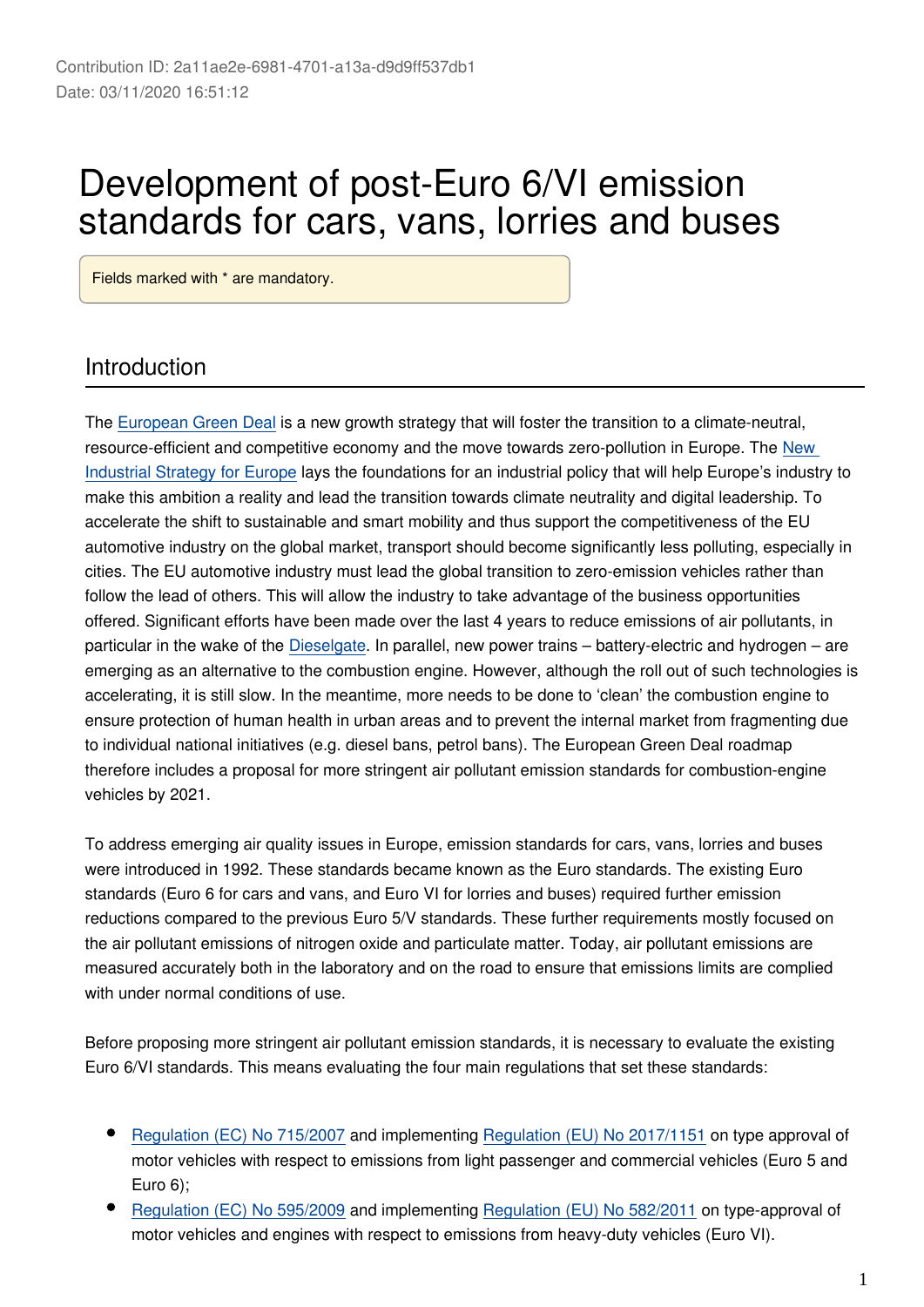Contribution ID: 2a11ae2e-6981-4701-a13a-d9d9ff537db1
Date: 03/11/2020 16:51:12

# Development of post-Euro 6/VI emission standards for cars, vans, lorries and buses

Fields marked with * are mandatory.

## Introduction

The European Green Deal is a new growth strategy that will foster the transition to a climate-neutral, resource-efficient and competitive economy and the move towards zero-pollution in Europe. The New Industrial Strategy for Europe lays the foundations for an industrial policy that will help Europe's industry to make this ambition a reality and lead the transition towards climate neutrality and digital leadership. To accelerate the shift to sustainable and smart mobility and thus support the competitiveness of the EU automotive industry on the global market, transport should become significantly less polluting, especially in cities. The EU automotive industry must lead the global transition to zero-emission vehicles rather than follow the lead of others. This will allow the industry to take advantage of the business opportunities offered. Significant efforts have been made over the last 4 years to reduce emissions of air pollutants, in particular in the wake of the Dieselgate. In parallel, new power trains – battery-electric and hydrogen – are emerging as an alternative to the combustion engine. However, although the roll out of such technologies is accelerating, it is still slow. In the meantime, more needs to be done to 'clean' the combustion engine to ensure protection of human health in urban areas and to prevent the internal market from fragmenting due to individual national initiatives (e.g. diesel bans, petrol bans). The European Green Deal roadmap therefore includes a proposal for more stringent air pollutant emission standards for combustion-engine vehicles by 2021.

To address emerging air quality issues in Europe, emission standards for cars, vans, lorries and buses were introduced in 1992. These standards became known as the Euro standards. The existing Euro standards (Euro 6 for cars and vans, and Euro VI for lorries and buses) required further emission reductions compared to the previous Euro 5/V standards. These further requirements mostly focused on the air pollutant emissions of nitrogen oxide and particulate matter. Today, air pollutant emissions are measured accurately both in the laboratory and on the road to ensure that emissions limits are complied with under normal conditions of use.

Before proposing more stringent air pollutant emission standards, it is necessary to evaluate the existing Euro 6/VI standards. This means evaluating the four main regulations that set these standards:

- Regulation (EC) No 715/2007 and implementing Regulation (EU) No 2017/1151 on type approval of motor vehicles with respect to emissions from light passenger and commercial vehicles (Euro 5 and Euro 6);
- Regulation (EC) No 595/2009 and implementing Regulation (EU) No 582/2011 on type-approval of motor vehicles and engines with respect to emissions from heavy-duty vehicles (Euro VI).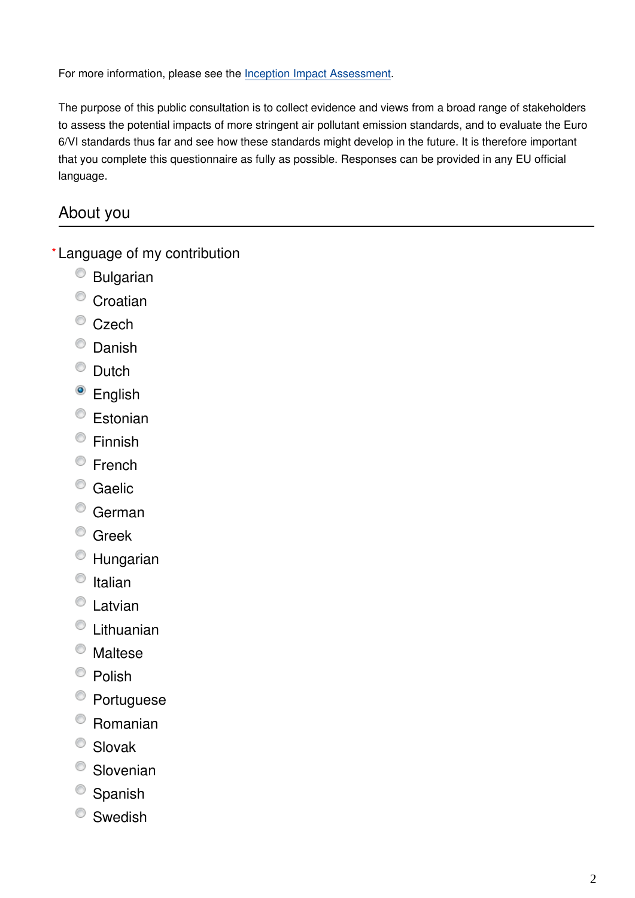For more information, please see the [Inception Impact Assessment](#).

The purpose of this public consultation is to collect evidence and views from a broad range of stakeholders to assess the potential impacts of more stringent air pollutant emission standards, and to evaluate the Euro 6/VI standards thus far and see how these standards might develop in the future. It is therefore important that you complete this questionnaire as fully as possible. Responses can be provided in any EU official language.

## About you

\* Language of my contribution

- ○ Bulgarian
- ○ Croatian
- ○ Czech
- ○ Danish
- ○ Dutch
- ● English
- ○ Estonian
- ○ Finnish
- ○ French
- ○ Gaelic
- ○ German
- ○ Greek
- ○ Hungarian
- ○ Italian
- ○ Latvian
- ○ Lithuanian
- ○ Maltese
- ○ Polish
- ○ Portuguese
- ○ Romanian
- ○ Slovak
- ○ Slovenian
- ○ Spanish
- ○ Swedish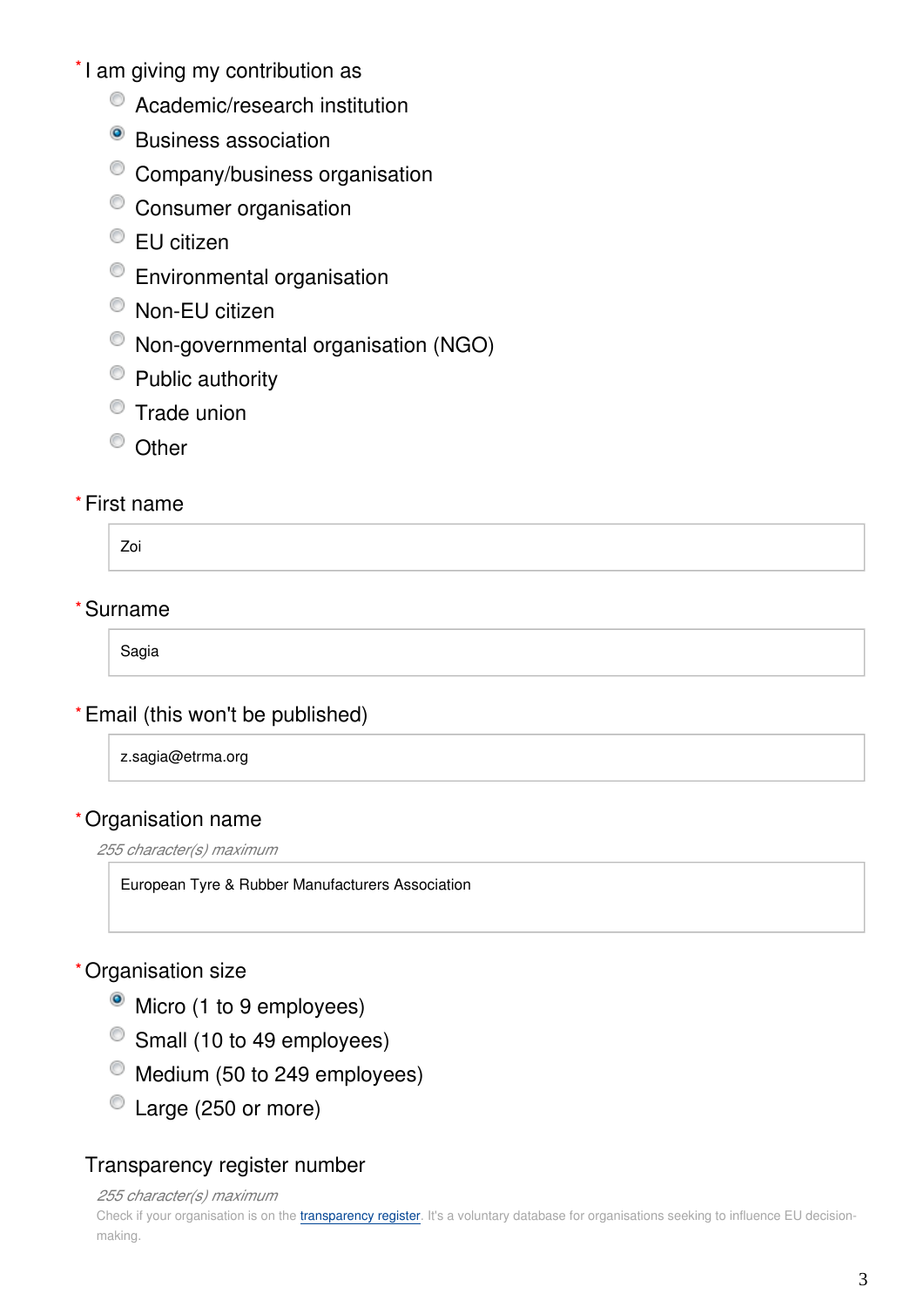*I am giving my contribution as

- ( ) Academic/research institution
- (•) Business association
- ( ) Company/business organisation
- ( ) Consumer organisation
- ( ) EU citizen
- ( ) Environmental organisation
- ( ) Non-EU citizen
- ( ) Non-governmental organisation (NGO)
- ( ) Public authority
- ( ) Trade union
- ( ) Other

*First name

Zoi

*Surname

Sagia

*Email (this won't be published)

z.sagia@etrma.org

*Organisation name

*255 character(s) maximum*

European Tyre & Rubber Manufacturers Association

*Organisation size

- (•) Micro (1 to 9 employees)
- ( ) Small (10 to 49 employees)
- ( ) Medium (50 to 249 employees)
- ( ) Large (250 or more)

Transparency register number

*255 character(s) maximum*

Check if your organisation is on the transparency register. It's a voluntary database for organisations seeking to influence EU decision-making.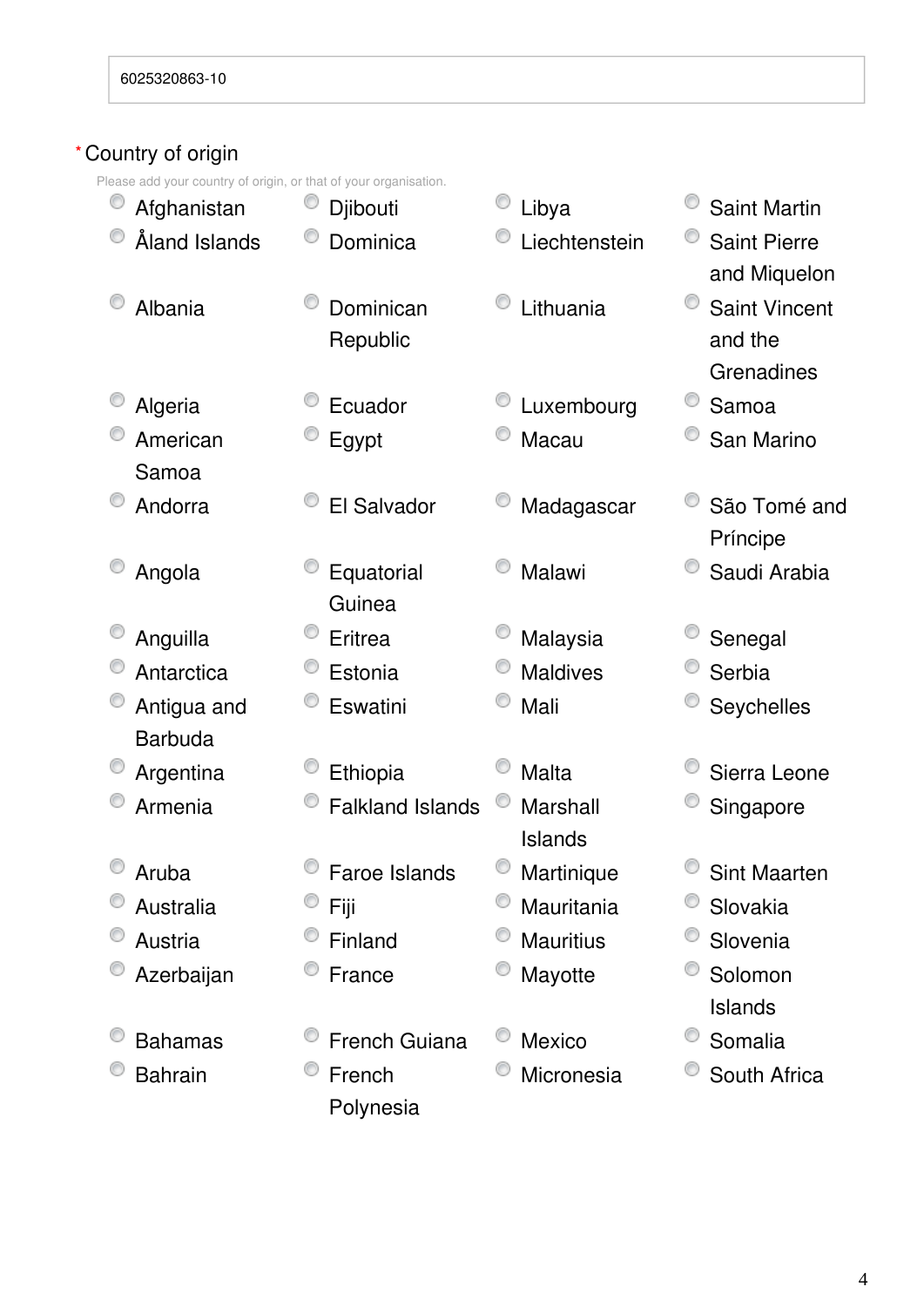6025320863-10

\* Country of origin

Please add your country of origin, or that of your organisation.

- Afghanistan
- Åland Islands
- Albania
- Algeria
- American Samoa
- Andorra
- Angola
- Anguilla
- Antarctica
- Antigua and Barbuda
- Argentina
- Armenia
- Aruba
- Australia
- Austria
- Azerbaijan
- Bahamas
- Bahrain
- Djibouti
- Dominica
- Dominican Republic
- Ecuador
- Egypt
- El Salvador
- Equatorial Guinea
- Eritrea
- Estonia
- Eswatini
- Ethiopia
- Falkland Islands
- Faroe Islands
- Fiji
- Finland
- France
- French Guiana
- French Polynesia
- Libya
- Liechtenstein
- Lithuania
- Luxembourg
- Macau
- Madagascar
- Malawi
- Malaysia
- Maldives
- Mali
- Malta
- Marshall Islands
- Martinique
- Mauritania
- Mauritius
- Mayotte
- Mexico
- Micronesia
- Saint Martin
- Saint Pierre and Miquelon
- Saint Vincent and the Grenadines
- Samoa
- San Marino
- São Tomé and Príncipe
- Saudi Arabia
- Senegal
- Serbia
- Seychelles
- Sierra Leone
- Singapore
- Sint Maarten
- Slovakia
- Slovenia
- Solomon Islands
- Somalia
- South Africa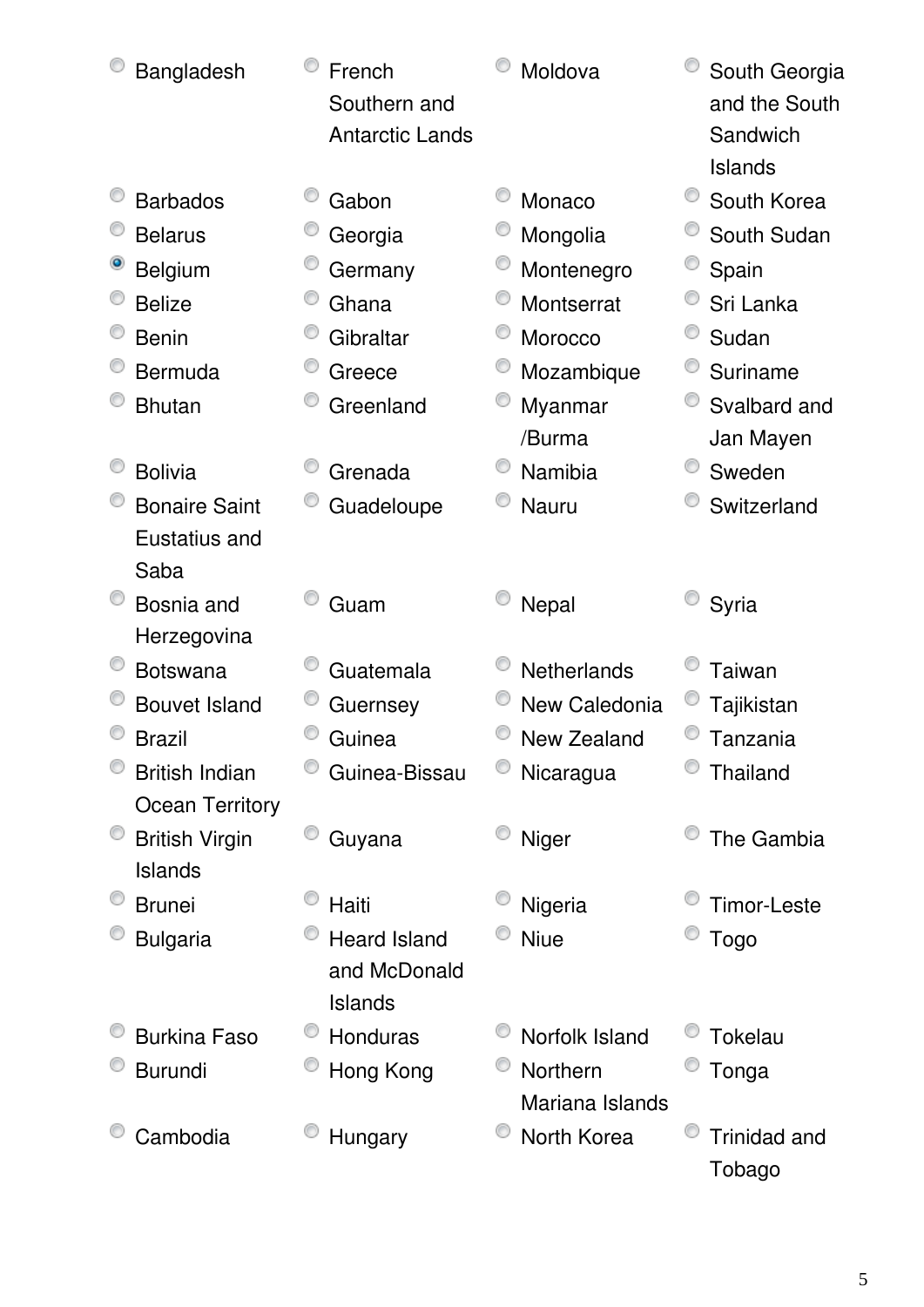- ○ Bangladesh
- ○ Barbados
- ○ Belarus
- ● Belgium
- ○ Belize
- ○ Benin
- ○ Bermuda
- ○ Bhutan
- ○ Bolivia
- ○ Bonaire Saint Eustatius and Saba
- ○ Bosnia and Herzegovina
- ○ Botswana
- ○ Bouvet Island
- ○ Brazil
- ○ British Indian Ocean Territory
- ○ British Virgin Islands
- ○ Brunei
- ○ Bulgaria
- ○ Burkina Faso
- ○ Burundi
- ○ Cambodia
- ○ French Southern and Antarctic Lands
- ○ Gabon
- ○ Georgia
- ○ Germany
- ○ Ghana
- ○ Gibraltar
- ○ Greece
- ○ Greenland
- ○ Grenada
- ○ Guadeloupe
- ○ Guam
- ○ Guatemala
- ○ Guernsey
- ○ Guinea
- ○ Guinea-Bissau
- ○ Guyana
- ○ Haiti
- ○ Heard Island and McDonald Islands
- ○ Honduras
- ○ Hong Kong
- ○ Hungary
- ○ Moldova
- ○ Monaco
- ○ Mongolia
- ○ Montenegro
- ○ Montserrat
- ○ Morocco
- ○ Mozambique
- ○ Myanmar /Burma
- ○ Namibia
- ○ Nauru
- ○ Nepal
- ○ Netherlands
- ○ New Caledonia
- ○ New Zealand
- ○ Nicaragua
- ○ Niger
- ○ Nigeria
- ○ Niue
- ○ Norfolk Island
- ○ Northern Mariana Islands
- ○ North Korea
- ○ South Georgia and the South Sandwich Islands
- ○ South Korea
- ○ South Sudan
- ○ Spain
- ○ Sri Lanka
- ○ Sudan
- ○ Suriname
- ○ Svalbard and Jan Mayen
- ○ Sweden
- ○ Switzerland
- ○ Syria
- ○ Taiwan
- ○ Tajikistan
- ○ Tanzania
- ○ Thailand
- ○ The Gambia
- ○ Timor-Leste
- ○ Togo
- ○ Tokelau
- ○ Tonga
- ○ Trinidad and Tobago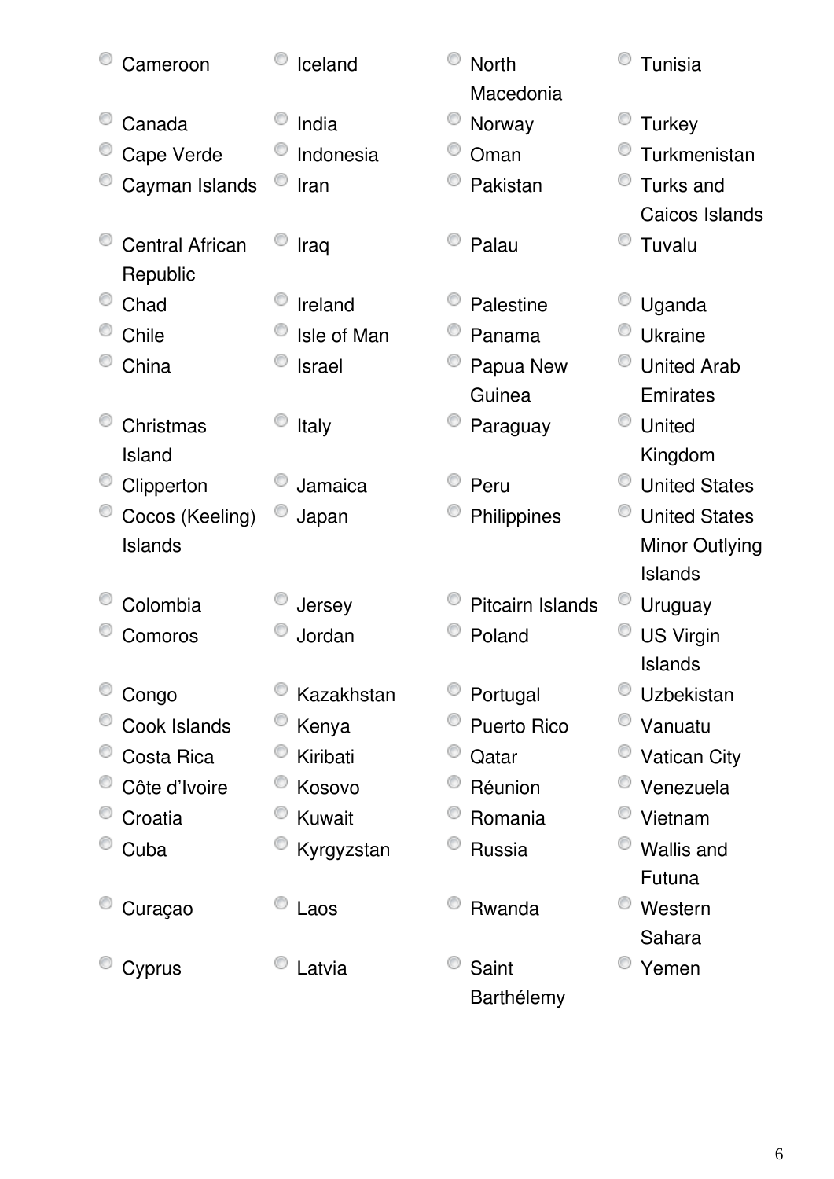- Cameroon
- Canada
- Cape Verde
- Cayman Islands
- Central African Republic
- Chad
- Chile
- China
- Christmas Island
- Clipperton
- Cocos (Keeling) Islands
- Colombia
- Comoros
- Congo
- Cook Islands
- Costa Rica
- Côte d’Ivoire
- Croatia
- Cuba
- Curaçao
- Cyprus
- Iceland
- India
- Indonesia
- Iran
- Iraq
- Ireland
- Isle of Man
- Israel
- Italy
- Jamaica
- Japan
- Jersey
- Jordan
- Kazakhstan
- Kenya
- Kiribati
- Kosovo
- Kuwait
- Kyrgyzstan
- Laos
- Latvia
- North Macedonia
- Norway
- Oman
- Pakistan
- Palau
- Palestine
- Panama
- Papua New Guinea
- Paraguay
- Peru
- Philippines
- Pitcairn Islands
- Poland
- Portugal
- Puerto Rico
- Qatar
- Réunion
- Romania
- Russia
- Rwanda
- Saint Barthélemy
- Tunisia
- Turkey
- Turkmenistan
- Turks and Caicos Islands
- Tuvalu
- Uganda
- Ukraine
- United Arab Emirates
- United Kingdom
- United States
- United States Minor Outlying Islands
- Uruguay
- US Virgin Islands
- Uzbekistan
- Vanuatu
- Vatican City
- Venezuela
- Vietnam
- Wallis and Futuna
- Western Sahara
- Yemen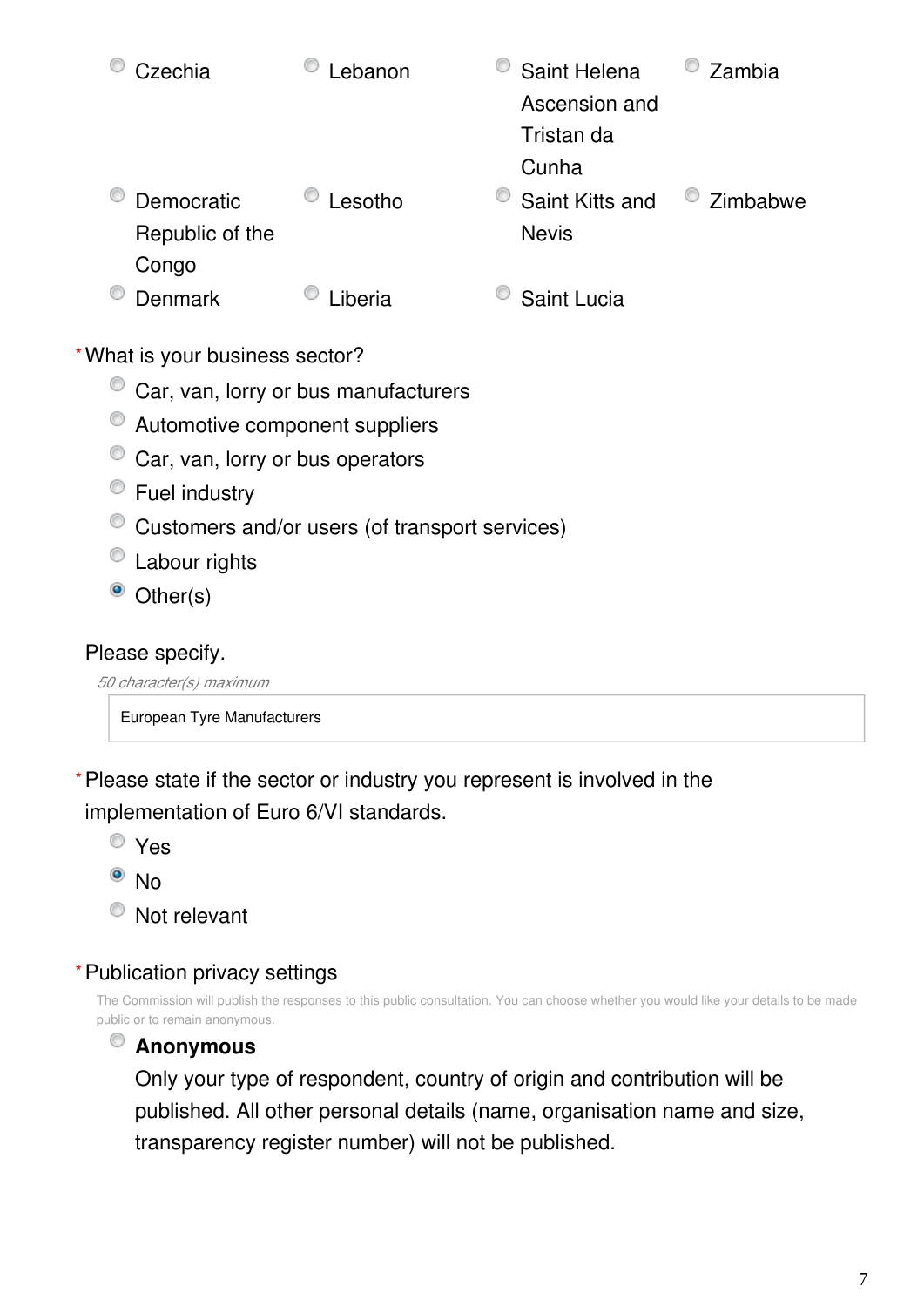- Czechia
- Democratic Republic of the Congo
- Denmark
- Lebanon
- Lesotho
- Liberia
- Saint Helena Ascension and Tristan da Cunha
- Saint Kitts and Nevis
- Saint Lucia
- Zambia
- Zimbabwe

*What is your business sector?

- Car, van, lorry or bus manufacturers
- Automotive component suppliers
- Car, van, lorry or bus operators
- Fuel industry
- Customers and/or users (of transport services)
- Labour rights
- [x] Other(s)

Please specify.

*50 character(s) maximum*

European Tyre Manufacturers

*Please state if the sector or industry you represent is involved in the implementation of Euro 6/VI standards.

- Yes
- [x] No
- Not relevant

*Publication privacy settings

The Commission will publish the responses to this public consultation. You can choose whether you would like your details to be made public or to remain anonymous.

- **Anonymous**
  Only your type of respondent, country of origin and contribution will be published. All other personal details (name, organisation name and size, transparency register number) will not be published.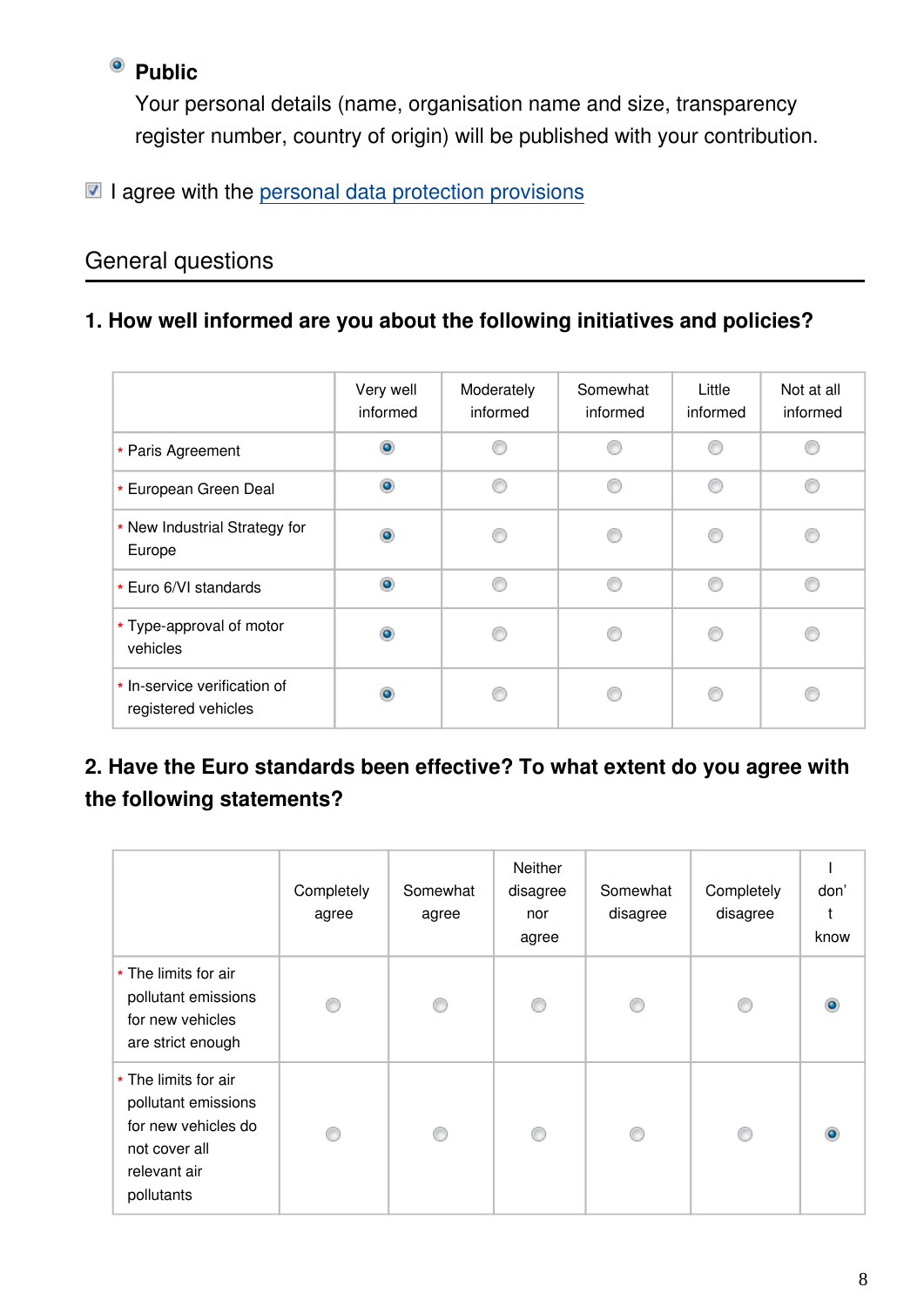- [x] **Public**
  Your personal details (name, organisation name and size, transparency register number, country of origin) will be published with your contribution.

- [x] I agree with the personal data protection provisions

## General questions

### 1. How well informed are you about the following initiatives and policies?

| | Very well informed | Moderately informed | Somewhat informed | Little informed | Not at all informed |
|---|---|---|---|---|---|
| * Paris Agreement | ◉ | ○ | ○ | ○ | ○ |
| * European Green Deal | ◉ | ○ | ○ | ○ | ○ |
| * New Industrial Strategy for Europe | ◉ | ○ | ○ | ○ | ○ |
| * Euro 6/VI standards | ◉ | ○ | ○ | ○ | ○ |
| * Type-approval of motor vehicles | ◉ | ○ | ○ | ○ | ○ |
| * In-service verification of registered vehicles | ◉ | ○ | ○ | ○ | ○ |

### 2. Have the Euro standards been effective? To what extent do you agree with the following statements?

| | Completely agree | Somewhat agree | Neither disagree nor agree | Somewhat disagree | Completely disagree | I don't know |
|---|---|---|---|---|---|---|
| * The limits for air pollutant emissions for new vehicles are strict enough | ○ | ○ | ○ | ○ | ○ | ◉ |
| * The limits for air pollutant emissions for new vehicles do not cover all relevant air pollutants | ○ | ○ | ○ | ○ | ○ | ◉ |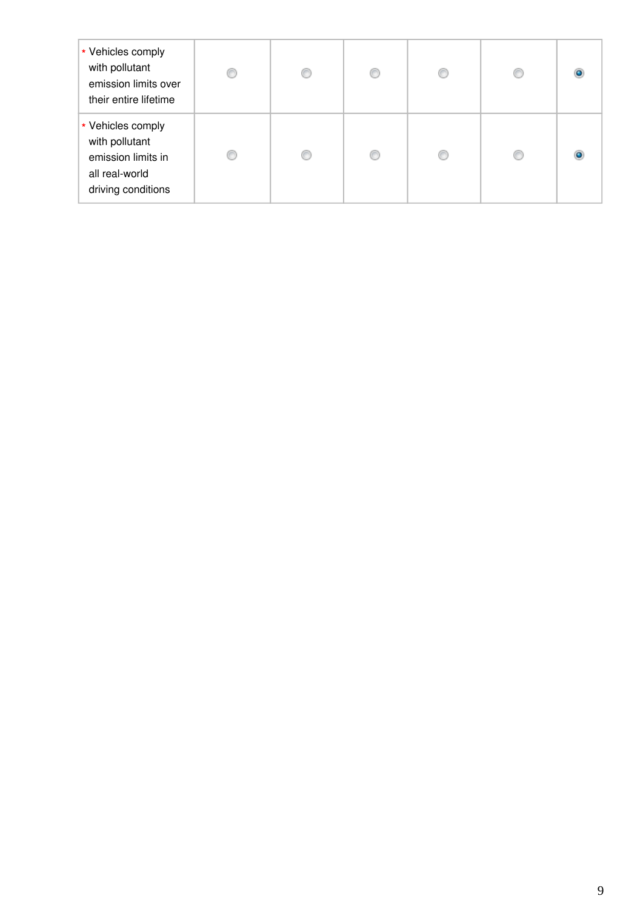| | | | | | | |
|---|---|---|---|---|---|---|
| * Vehicles comply with pollutant emission limits over their entire lifetime | ◯ | ◯ | ◯ | ◯ | ◯ | ◉ |
| * Vehicles comply with pollutant emission limits in all real-world driving conditions | ◯ | ◯ | ◯ | ◯ | ◯ | ◉ |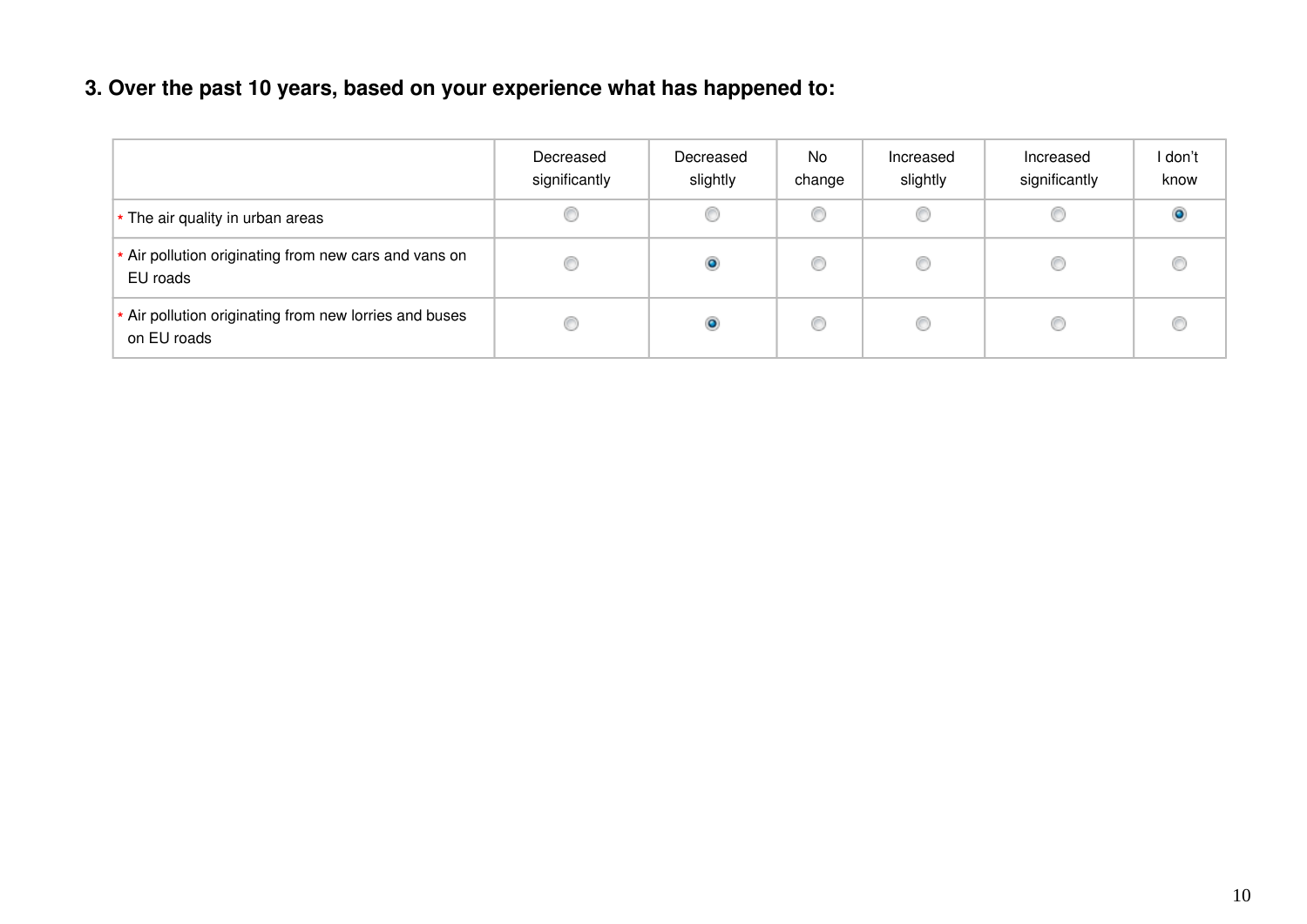### 3. Over the past 10 years, based on your experience what has happened to:

| | Decreased significantly | Decreased slightly | No change | Increased slightly | Increased significantly | I don't know |
|---|---|---|---|---|---|---|
| * The air quality in urban areas | ○ | ○ | ○ | ○ | ○ | ● |
| * Air pollution originating from new cars and vans on EU roads | ○ | ● | ○ | ○ | ○ | ○ |
| * Air pollution originating from new lorries and buses on EU roads | ○ | ● | ○ | ○ | ○ | ○ |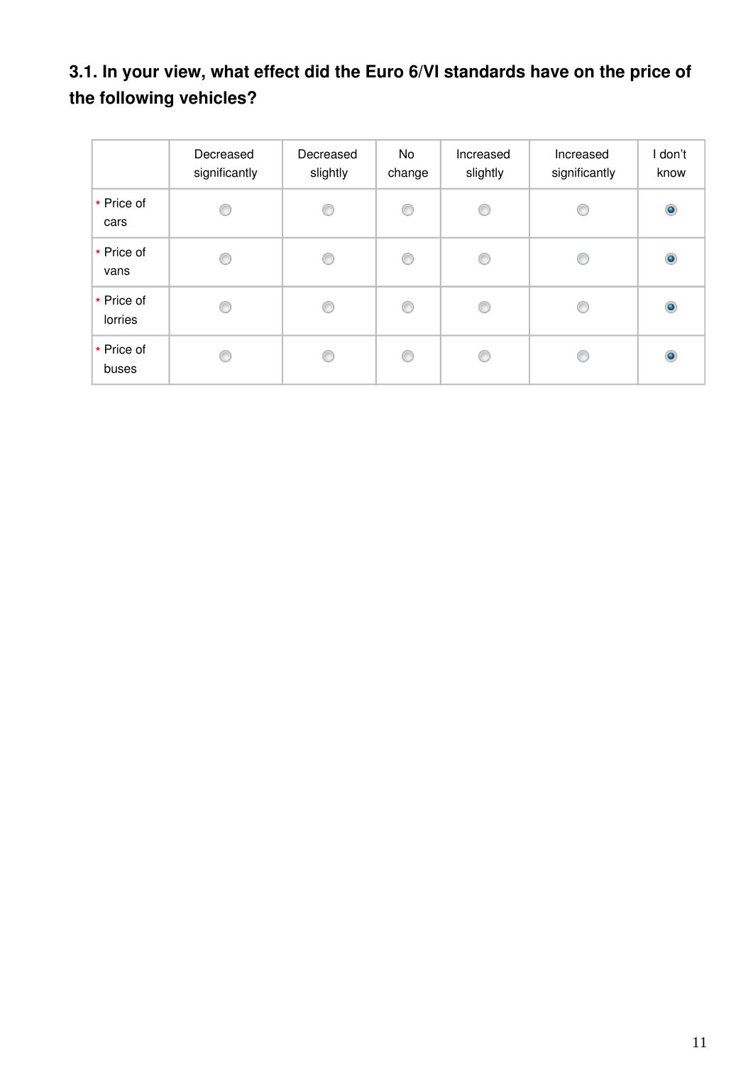### 3.1. In your view, what effect did the Euro 6/VI standards have on the price of the following vehicles?

| | Decreased significantly | Decreased slightly | No change | Increased slightly | Increased significantly | I don't know |
|---|---|---|---|---|---|---|
| * Price of cars | ○ | ○ | ○ | ○ | ○ | ● |
| * Price of vans | ○ | ○ | ○ | ○ | ○ | ● |
| * Price of lorries | ○ | ○ | ○ | ○ | ○ | ● |
| * Price of buses | ○ | ○ | ○ | ○ | ○ | ● |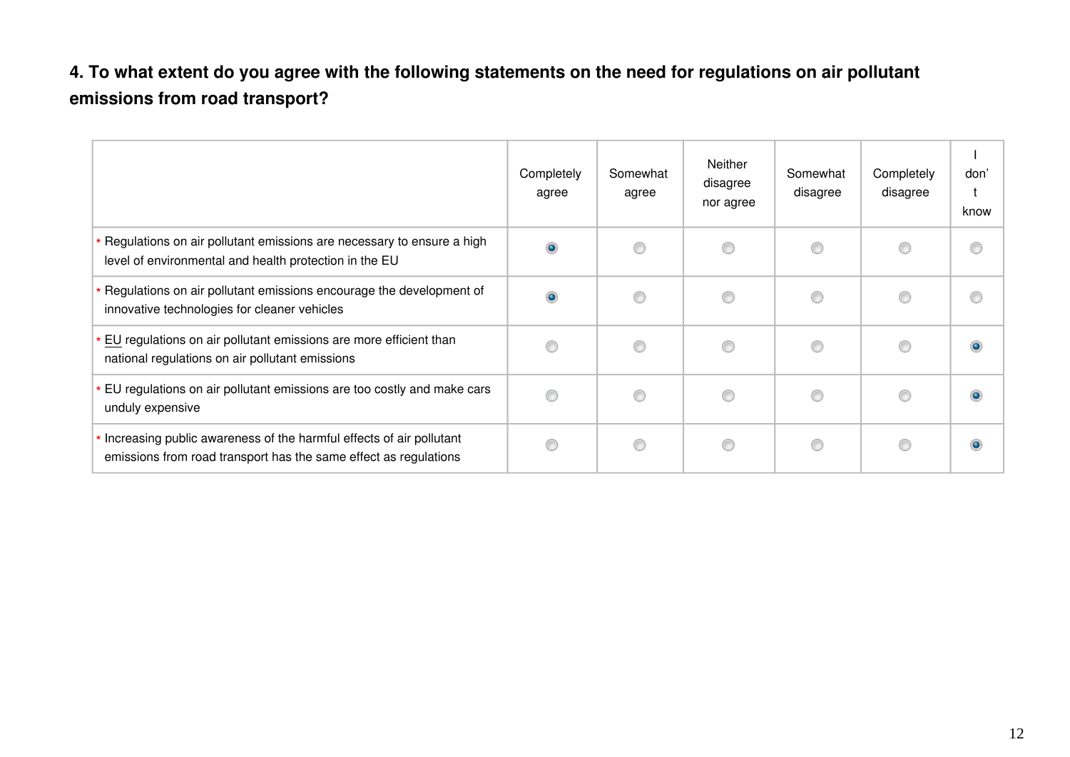**4. To what extent do you agree with the following statements on the need for regulations on air pollutant emissions from road transport?**

| | Completely agree | Somewhat agree | Neither disagree nor agree | Somewhat disagree | Completely disagree | I don't know |
|---|---|---|---|---|---|---|
| * Regulations on air pollutant emissions are necessary to ensure a high level of environmental and health protection in the EU | ● | ○ | ○ | ○ | ○ | ○ |
| * Regulations on air pollutant emissions encourage the development of innovative technologies for cleaner vehicles | ● | ○ | ○ | ○ | ○ | ○ |
| * EU regulations on air pollutant emissions are more efficient than national regulations on air pollutant emissions | ○ | ○ | ○ | ○ | ○ | ● |
| * EU regulations on air pollutant emissions are too costly and make cars unduly expensive | ○ | ○ | ○ | ○ | ○ | ● |
| * Increasing public awareness of the harmful effects of air pollutant emissions from road transport has the same effect as regulations | ○ | ○ | ○ | ○ | ○ | ● |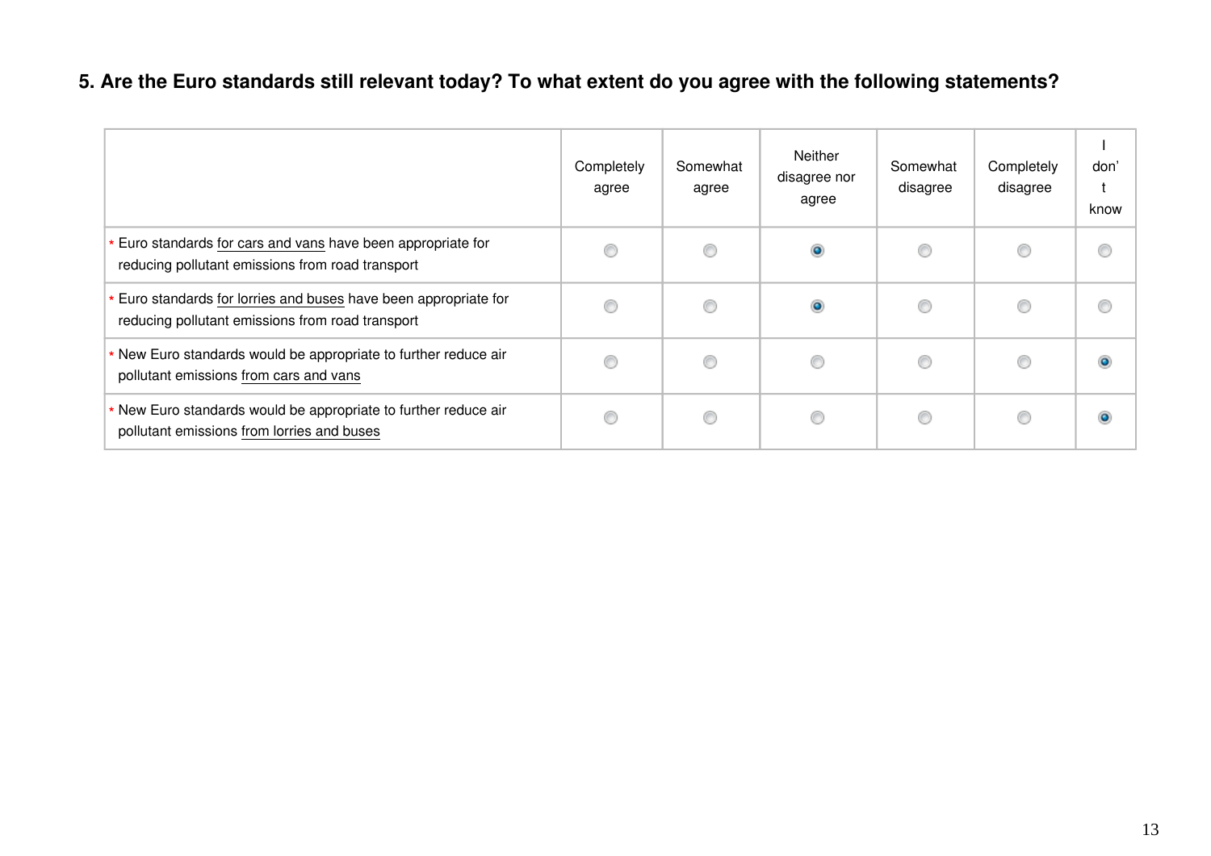## 5. Are the Euro standards still relevant today? To what extent do you agree with the following statements?

| | Completely agree | Somewhat agree | Neither disagree nor agree | Somewhat disagree | Completely disagree | I don't know |
|---|---|---|---|---|---|---|
| * Euro standards for cars and vans have been appropriate for reducing pollutant emissions from road transport | ○ | ○ | ● | ○ | ○ | ○ |
| * Euro standards for lorries and buses have been appropriate for reducing pollutant emissions from road transport | ○ | ○ | ● | ○ | ○ | ○ |
| * New Euro standards would be appropriate to further reduce air pollutant emissions from cars and vans | ○ | ○ | ○ | ○ | ○ | ● |
| * New Euro standards would be appropriate to further reduce air pollutant emissions from lorries and buses | ○ | ○ | ○ | ○ | ○ | ● |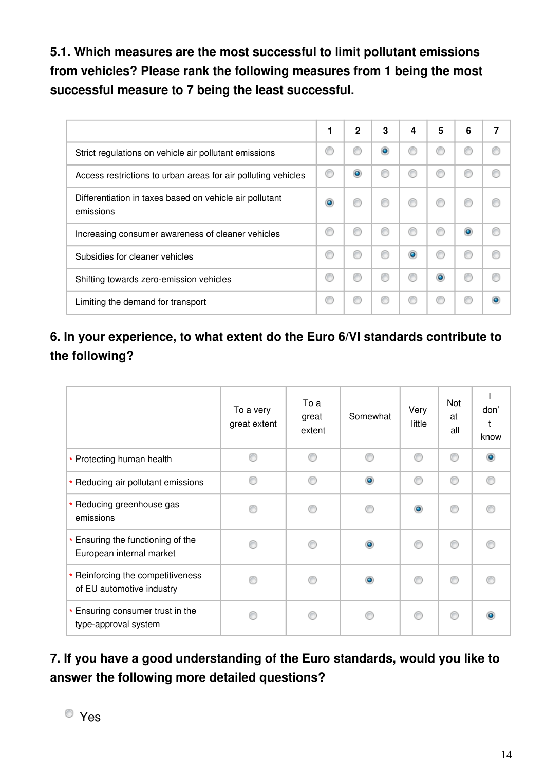**5.1. Which measures are the most successful to limit pollutant emissions from vehicles? Please rank the following measures from 1 being the most successful measure to 7 being the least successful.**

| | 1 | 2 | 3 | 4 | 5 | 6 | 7 |
|---|---|---|---|---|---|---|---|
| Strict regulations on vehicle air pollutant emissions | | | ● | | | | |
| Access restrictions to urban areas for air polluting vehicles | | ● | | | | | |
| Differentiation in taxes based on vehicle air pollutant emissions | ● | | | | | | |
| Increasing consumer awareness of cleaner vehicles | | | | | | ● | |
| Subsidies for cleaner vehicles | | | | ● | | | |
| Shifting towards zero-emission vehicles | | | | | ● | | |
| Limiting the demand for transport | | | | | | | ● |

**6. In your experience, to what extent do the Euro 6/VI standards contribute to the following?**

| | To a very great extent | To a great extent | Somewhat | Very little | Not at all | I don't know |
|---|---|---|---|---|---|---|
| * Protecting human health | | | | | | ● |
| * Reducing air pollutant emissions | | | ● | | | |
| * Reducing greenhouse gas emissions | | | | ● | | |
| * Ensuring the functioning of the European internal market | | | ● | | | |
| * Reinforcing the competitiveness of EU automotive industry | | | ● | | | |
| * Ensuring consumer trust in the type-approval system | | | | | | ● |

**7. If you have a good understanding of the Euro standards, would you like to answer the following more detailed questions?**

- ○ Yes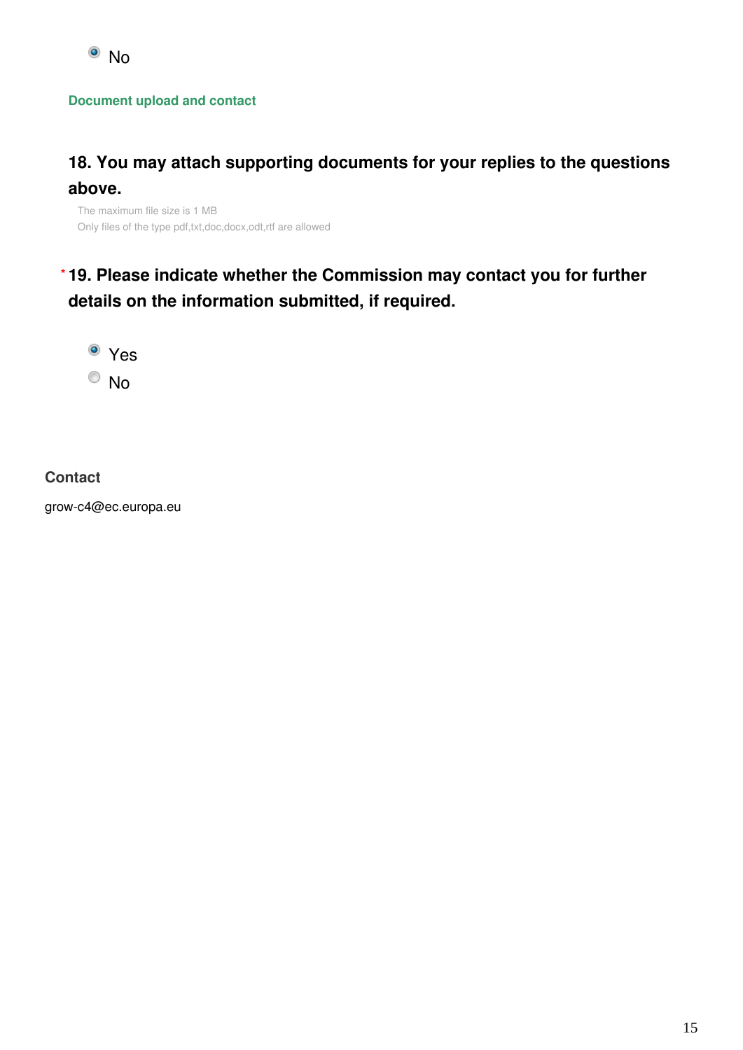- [x] No

### Document upload and contact

**18. You may attach supporting documents for your replies to the questions above.**

The maximum file size is 1 MB
Only files of the type pdf,txt,doc,docx,odt,rtf are allowed

**\*19. Please indicate whether the Commission may contact you for further details on the information submitted, if required.**

- [x] Yes
- [ ] No

### Contact

grow-c4@ec.europa.eu